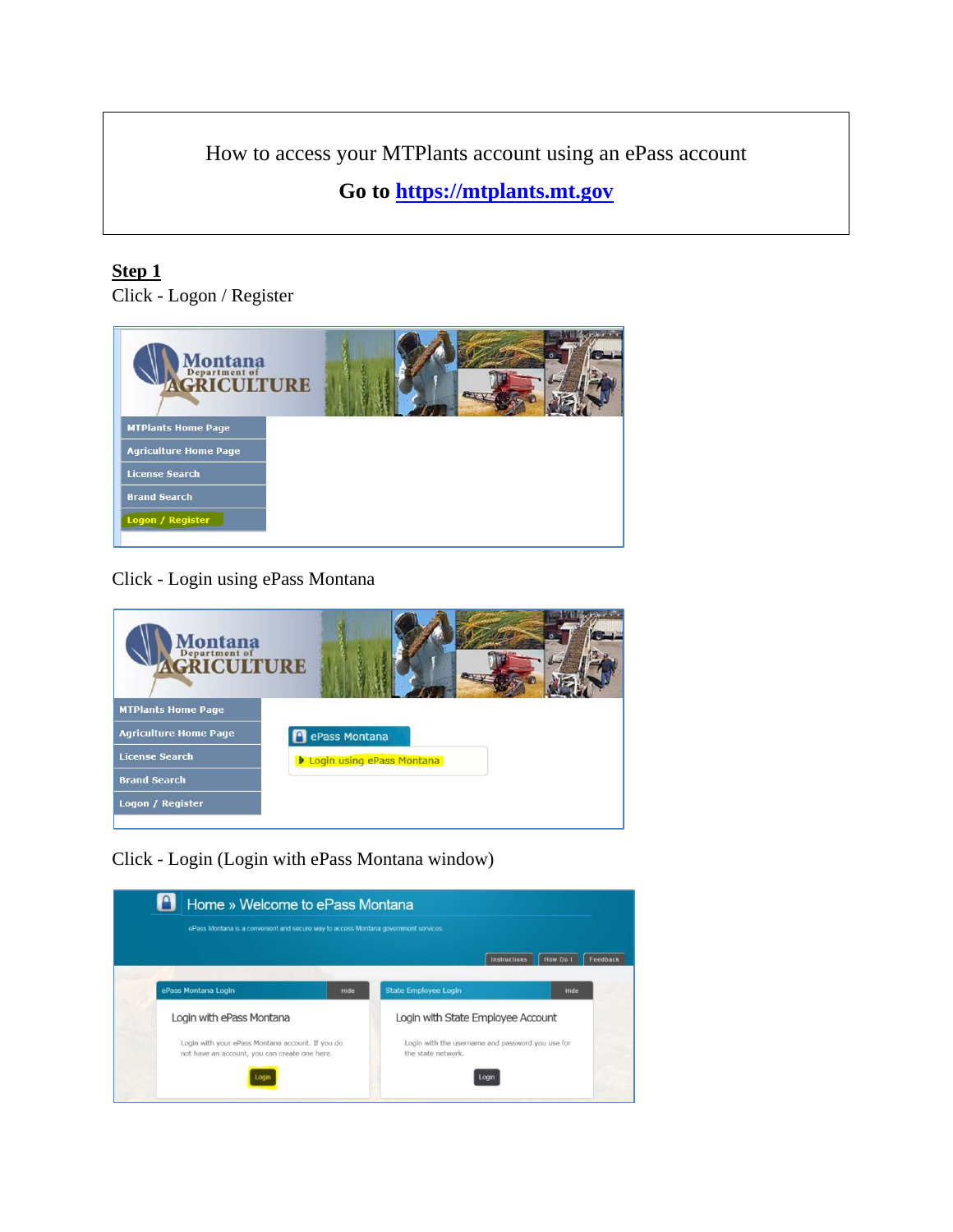How to access your MTPlants account using an ePass account

**Go to [https://mtplants.mt.gov](https://mtplants.mt.gov)**

**Step 1**

Click - Logon / Register

Click - Login using ePass Montana

Click - Login (Login with ePass Montana window)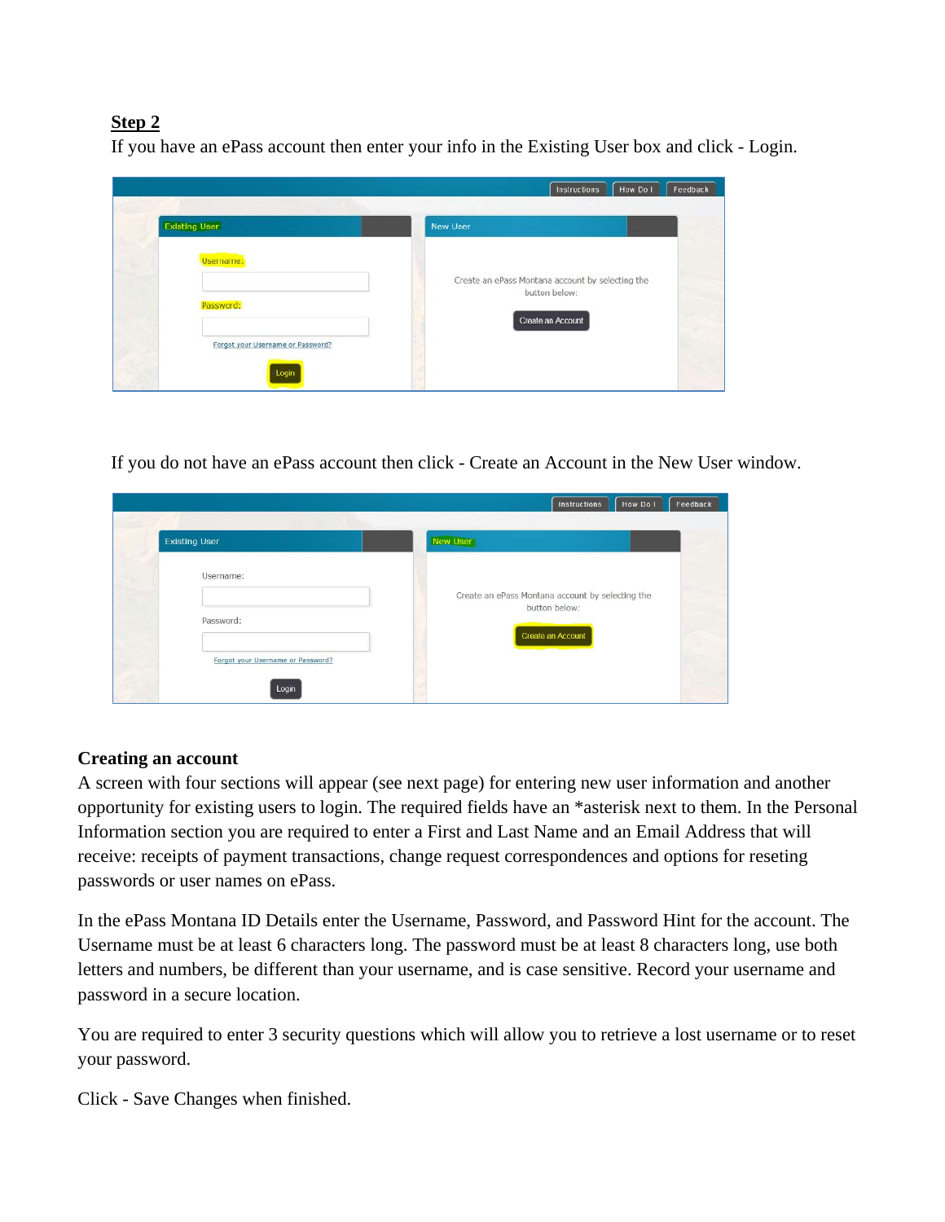**Step 2**

If you have an ePass account then enter your info in the Existing User box and click - Login.

If you do not have an ePass account then click - Create an Account in the New User window.

**Creating an account**

A screen with four sections will appear (see next page) for entering new user information and another opportunity for existing users to login. The required fields have an *asterisk next to them. In the Personal Information section you are required to enter a First and Last Name and an Email Address that will receive: receipts of payment transactions, change request correspondences and options for reseting passwords or user names on ePass.

In the ePass Montana ID Details enter the Username, Password, and Password Hint for the account. The Username must be at least 6 characters long. The password must be at least 8 characters long, use both letters and numbers, be different than your username, and is case sensitive. Record your username and password in a secure location.

You are required to enter 3 security questions which will allow you to retrieve a lost username or to reset your password.

Click - Save Changes when finished.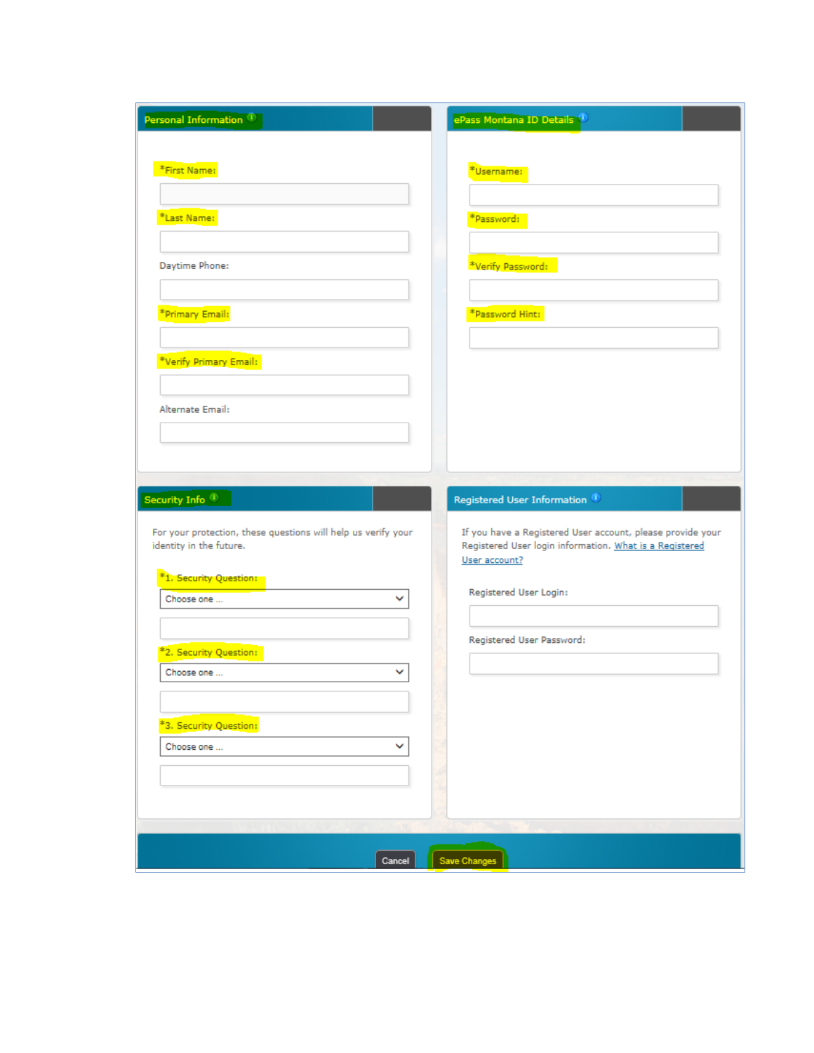## Personal Information

*First Name:

*Last Name:

Daytime Phone:

*Primary Email:

*Verify Primary Email:

Alternate Email:

## ePass Montana ID Details

*Username:

*Password:

*Verify Password:

*Password Hint:

## Security Info

For your protection, these questions will help us verify your identity in the future.

*1. Security Question:

Choose one ...

*2. Security Question:

Choose one ...

*3. Security Question:

Choose one ...

## Registered User Information

If you have a Registered User account, please provide your Registered User login information. What is a Registered User account?

Registered User Login:

Registered User Password:

Cancel | Save Changes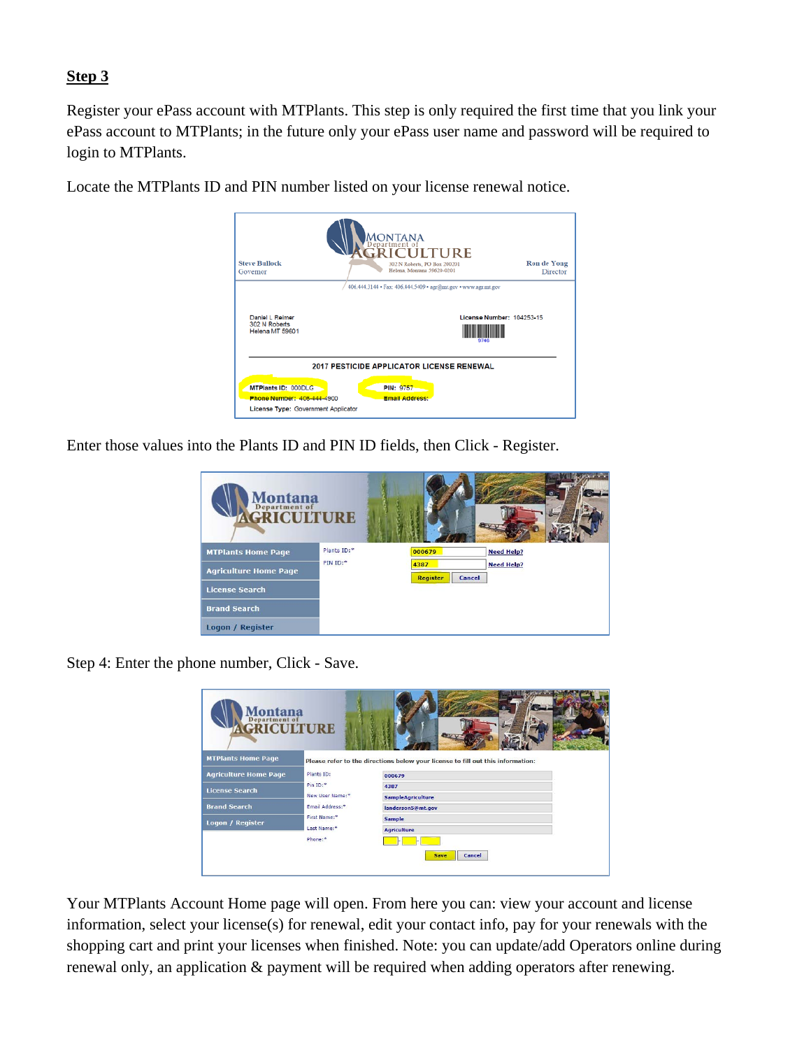**Step 3**

Register your ePass account with MTPlants. This step is only required the first time that you link your ePass account to MTPlants; in the future only your ePass user name and password will be required to login to MTPlants.

Locate the MTPlants ID and PIN number listed on your license renewal notice.

Enter those values into the Plants ID and PIN ID fields, then Click - Register.

Step 4: Enter the phone number, Click - Save.

Your MTPlants Account Home page will open. From here you can: view your account and license information, select your license(s) for renewal, edit your contact info, pay for your renewals with the shopping cart and print your licenses when finished. Note: you can update/add Operators online during renewal only, an application & payment will be required when adding operators after renewing.